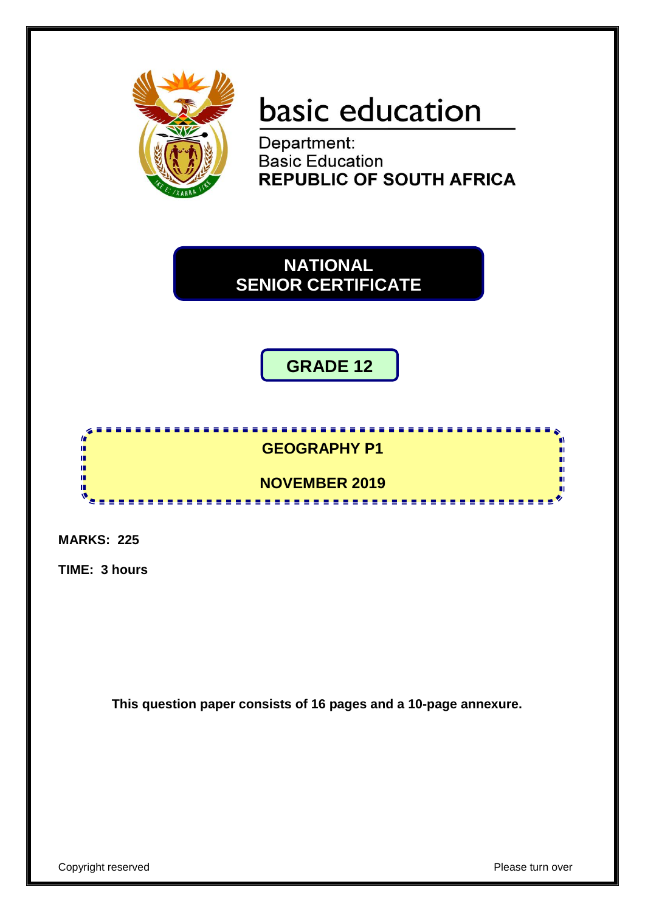basic education

Department:
Basic Education
**REPUBLIC OF SOUTH AFRICA**

# NATIONAL SENIOR CERTIFICATE

## GRADE 12

## GEOGRAPHY P1

## NOVEMBER 2019

**MARKS: 225**

**TIME: 3 hours**

**This question paper consists of 16 pages and a 10-page annexure.**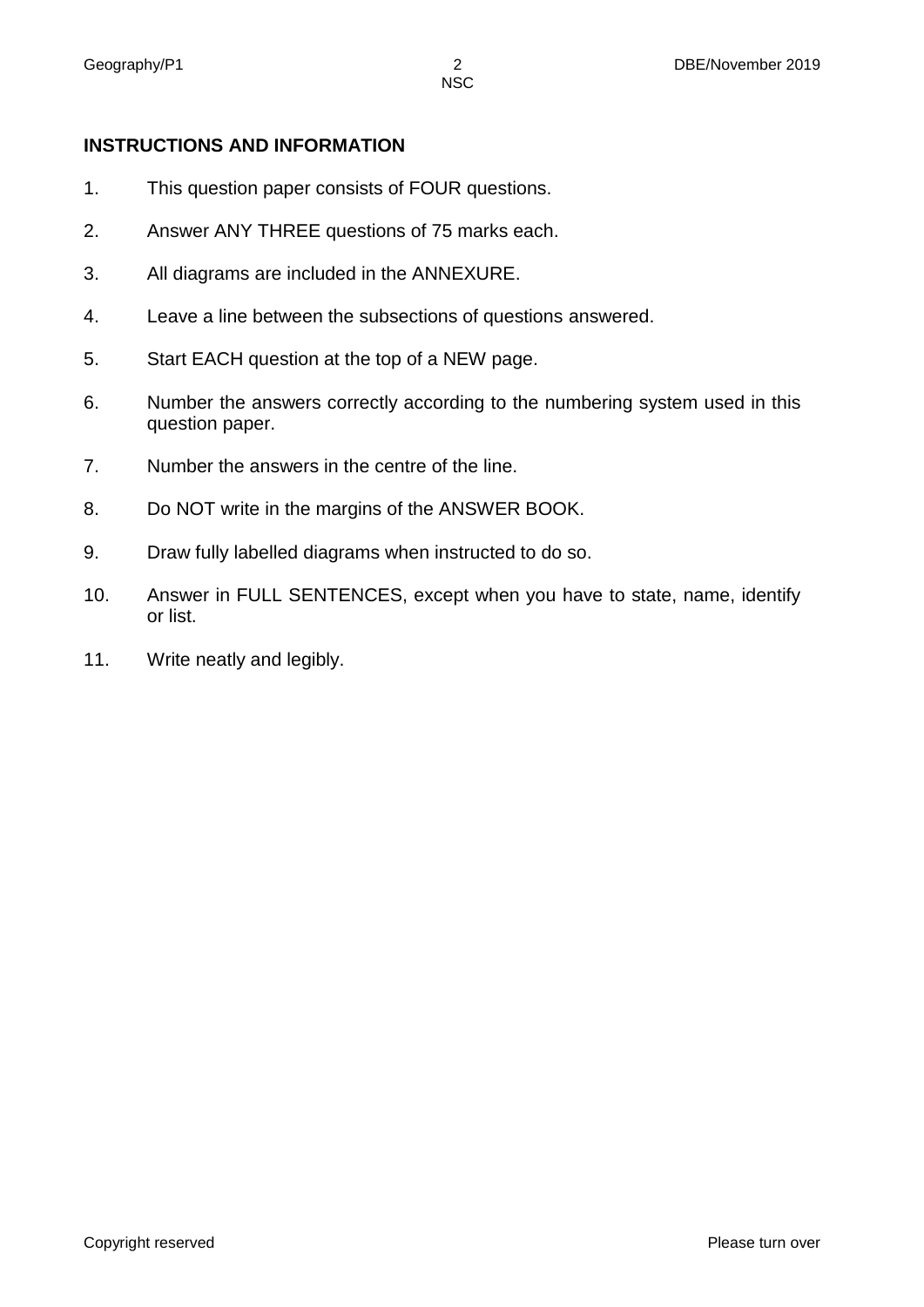## INSTRUCTIONS AND INFORMATION

1. This question paper consists of FOUR questions.
2. Answer ANY THREE questions of 75 marks each.
3. All diagrams are included in the ANNEXURE.
4. Leave a line between the subsections of questions answered.
5. Start EACH question at the top of a NEW page.
6. Number the answers correctly according to the numbering system used in this question paper.
7. Number the answers in the centre of the line.
8. Do NOT write in the margins of the ANSWER BOOK.
9. Draw fully labelled diagrams when instructed to do so.
10. Answer in FULL SENTENCES, except when you have to state, name, identify or list.
11. Write neatly and legibly.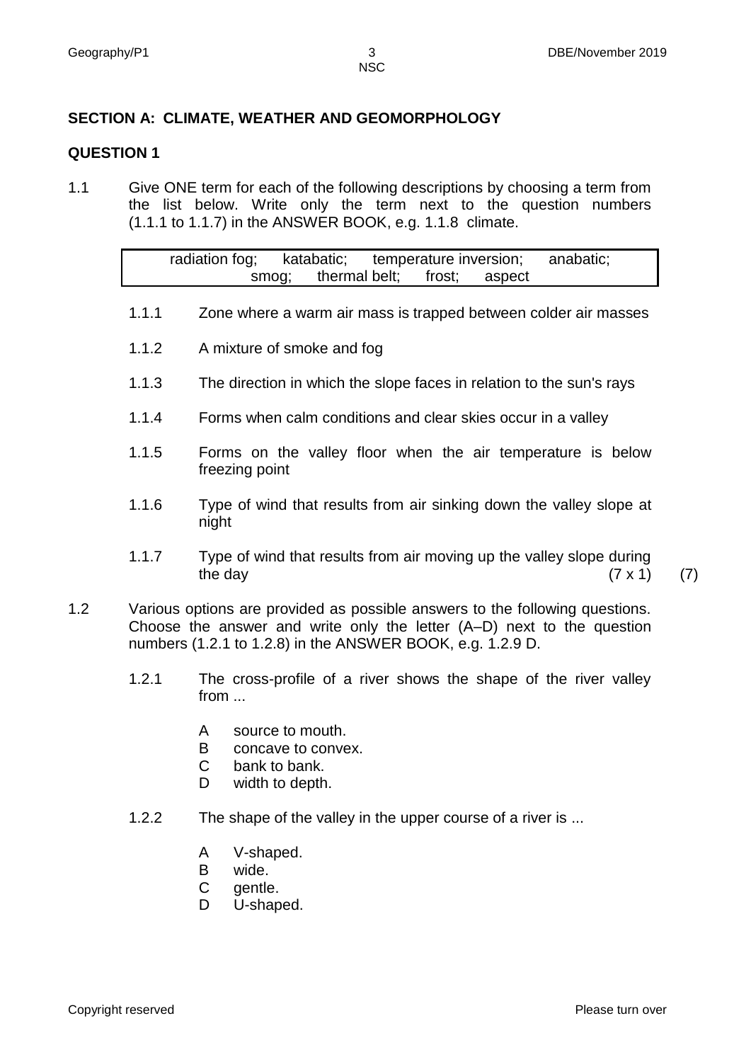## SECTION A: CLIMATE, WEATHER AND GEOMORPHOLOGY

### QUESTION 1

1.1 Give ONE term for each of the following descriptions by choosing a term from the list below. Write only the term next to the question numbers (1.1.1 to 1.1.7) in the ANSWER BOOK, e.g. 1.1.8 climate.

| radiation fog; katabatic; temperature inversion; anabatic; smog; thermal belt; frost; aspect |
|---|

1.1.1 Zone where a warm air mass is trapped between colder air masses

1.1.2 A mixture of smoke and fog

1.1.3 The direction in which the slope faces in relation to the sun's rays

1.1.4 Forms when calm conditions and clear skies occur in a valley

1.1.5 Forms on the valley floor when the air temperature is below freezing point

1.1.6 Type of wind that results from air sinking down the valley slope at night

1.1.7 Type of wind that results from air moving up the valley slope during the day (7 x 1) (7)

1.2 Various options are provided as possible answers to the following questions. Choose the answer and write only the letter (A–D) next to the question numbers (1.2.1 to 1.2.8) in the ANSWER BOOK, e.g. 1.2.9 D.

1.2.1 The cross-profile of a river shows the shape of the river valley from ...

- A source to mouth.
- B concave to convex.
- C bank to bank.
- D width to depth.

1.2.2 The shape of the valley in the upper course of a river is ...

- A V-shaped.
- B wide.
- C gentle.
- D U-shaped.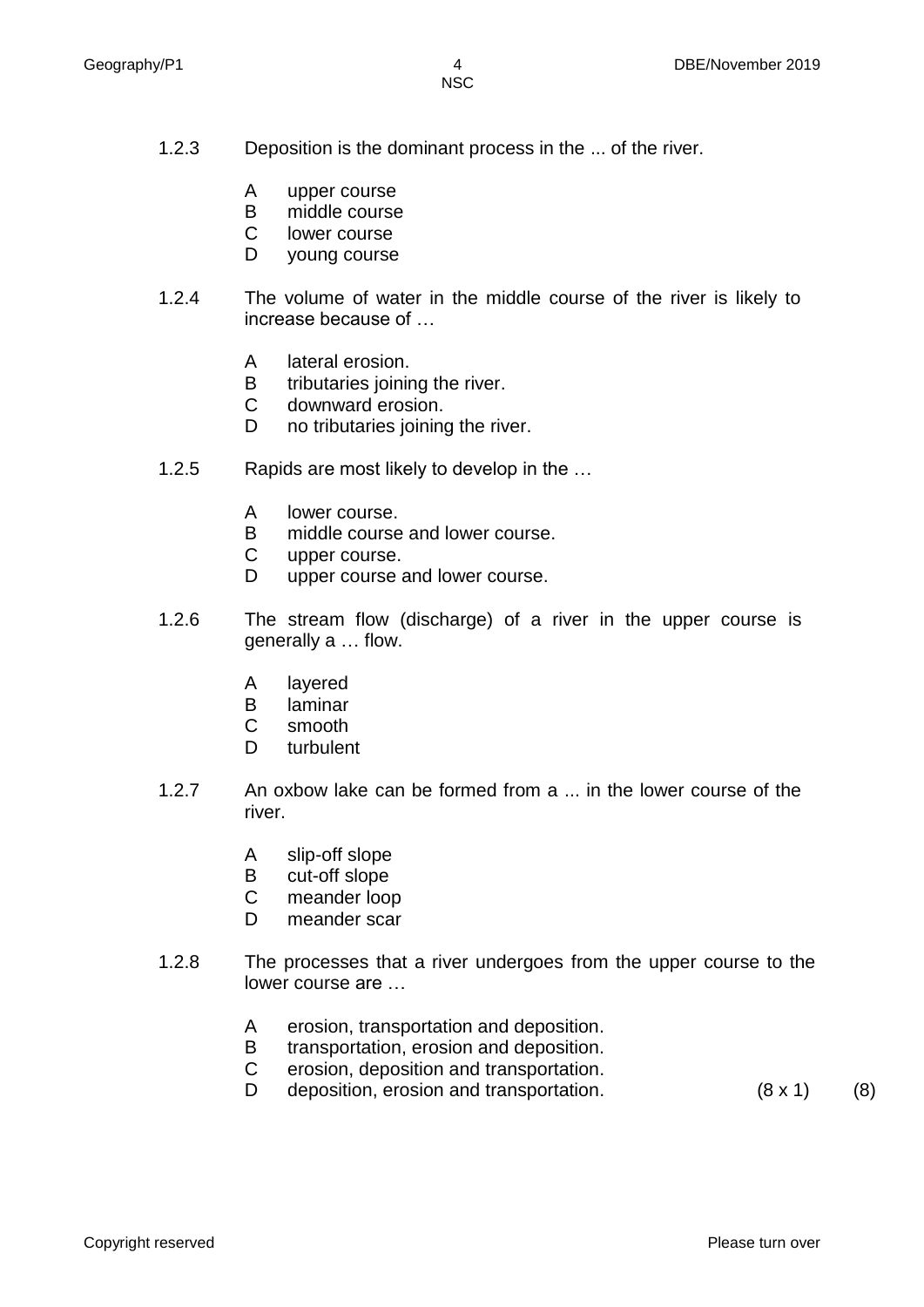1.2.3 Deposition is the dominant process in the ... of the river.

A upper course
B middle course
C lower course
D young course

1.2.4 The volume of water in the middle course of the river is likely to increase because of …

A lateral erosion.
B tributaries joining the river.
C downward erosion.
D no tributaries joining the river.

1.2.5 Rapids are most likely to develop in the …

A lower course.
B middle course and lower course.
C upper course.
D upper course and lower course.

1.2.6 The stream flow (discharge) of a river in the upper course is generally a … flow.

A layered
B laminar
C smooth
D turbulent

1.2.7 An oxbow lake can be formed from a ... in the lower course of the river.

A slip-off slope
B cut-off slope
C meander loop
D meander scar

1.2.8 The processes that a river undergoes from the upper course to the lower course are …

A erosion, transportation and deposition.
B transportation, erosion and deposition.
C erosion, deposition and transportation.
D deposition, erosion and transportation. (8 x 1) (8)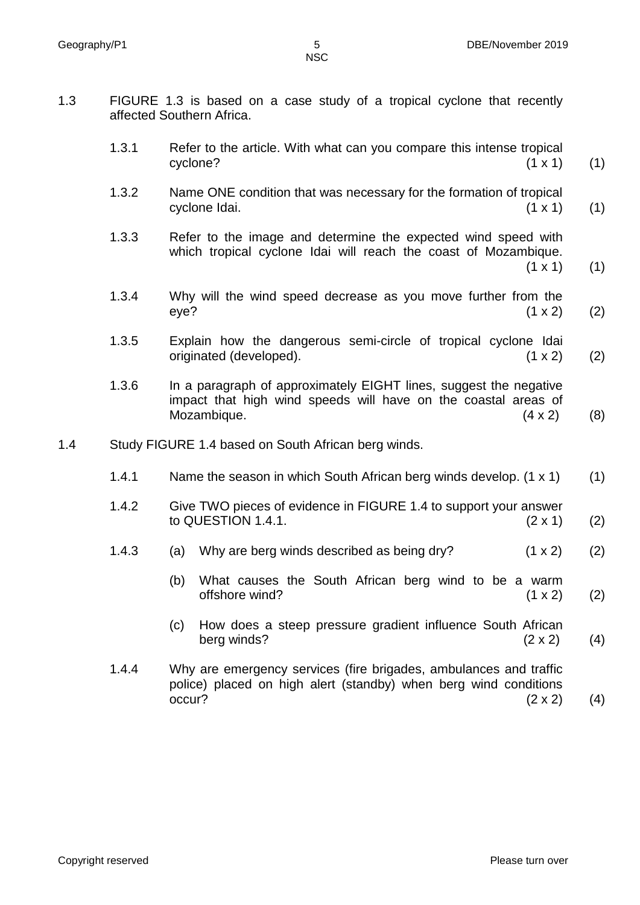1.3 FIGURE 1.3 is based on a case study of a tropical cyclone that recently affected Southern Africa.

1.3.1 Refer to the article. With what can you compare this intense tropical cyclone? (1 x 1) (1)

1.3.2 Name ONE condition that was necessary for the formation of tropical cyclone Idai. (1 x 1) (1)

1.3.3 Refer to the image and determine the expected wind speed with which tropical cyclone Idai will reach the coast of Mozambique. (1 x 1) (1)

1.3.4 Why will the wind speed decrease as you move further from the eye? (1 x 2) (2)

1.3.5 Explain how the dangerous semi-circle of tropical cyclone Idai originated (developed). (1 x 2) (2)

1.3.6 In a paragraph of approximately EIGHT lines, suggest the negative impact that high wind speeds will have on the coastal areas of Mozambique. (4 x 2) (8)

1.4 Study FIGURE 1.4 based on South African berg winds.

1.4.1 Name the season in which South African berg winds develop. (1 x 1) (1)

1.4.2 Give TWO pieces of evidence in FIGURE 1.4 to support your answer to QUESTION 1.4.1. (2 x 1) (2)

1.4.3 (a) Why are berg winds described as being dry? (1 x 2) (2)

(b) What causes the South African berg wind to be a warm offshore wind? (1 x 2) (2)

(c) How does a steep pressure gradient influence South African berg winds? (2 x 2) (4)

1.4.4 Why are emergency services (fire brigades, ambulances and traffic police) placed on high alert (standby) when berg wind conditions occur? (2 x 2) (4)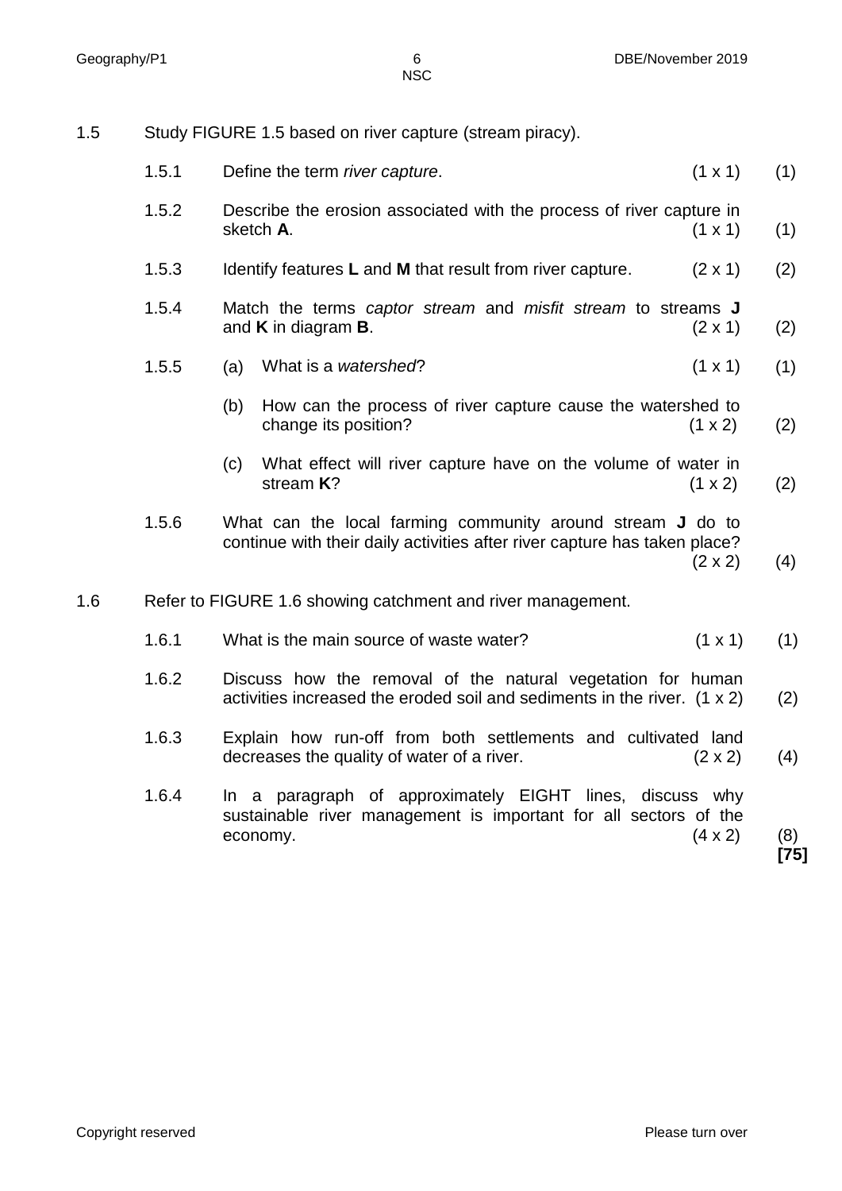1.5 Study FIGURE 1.5 based on river capture (stream piracy).

1.5.1 Define the term *river capture*. (1 x 1) (1)

1.5.2 Describe the erosion associated with the process of river capture in sketch **A**. (1 x 1) (1)

1.5.3 Identify features **L** and **M** that result from river capture. (2 x 1) (2)

1.5.4 Match the terms *captor stream* and *misfit stream* to streams **J** and **K** in diagram **B**. (2 x 1) (2)

1.5.5 (a) What is a *watershed*? (1 x 1) (1)

(b) How can the process of river capture cause the watershed to change its position? (1 x 2) (2)

(c) What effect will river capture have on the volume of water in stream **K**? (1 x 2) (2)

1.5.6 What can the local farming community around stream **J** do to continue with their daily activities after river capture has taken place? (2 x 2) (4)

1.6 Refer to FIGURE 1.6 showing catchment and river management.

1.6.1 What is the main source of waste water? (1 x 1) (1)

1.6.2 Discuss how the removal of the natural vegetation for human activities increased the eroded soil and sediments in the river. (1 x 2) (2)

1.6.3 Explain how run-off from both settlements and cultivated land decreases the quality of water of a river. (2 x 2) (4)

1.6.4 In a paragraph of approximately EIGHT lines, discuss why sustainable river management is important for all sectors of the economy. (4 x 2) (8)

**[75]**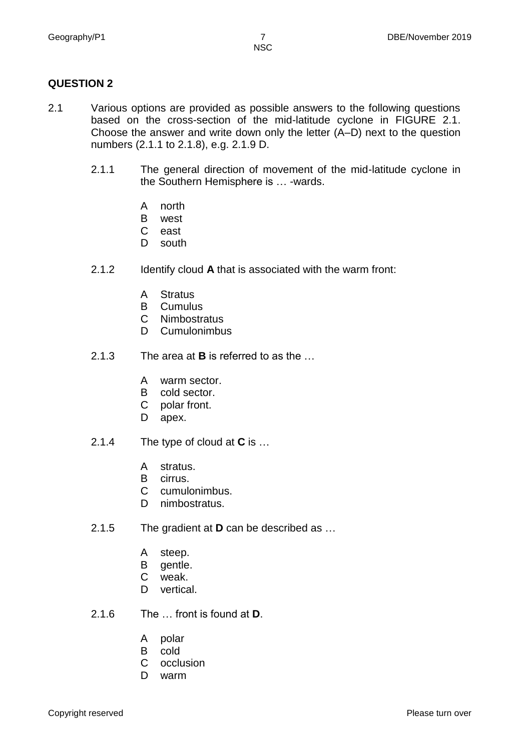## QUESTION 2

2.1 Various options are provided as possible answers to the following questions based on the cross-section of the mid-latitude cyclone in FIGURE 2.1. Choose the answer and write down only the letter (A–D) next to the question numbers (2.1.1 to 2.1.8), e.g. 2.1.9 D.

2.1.1 The general direction of movement of the mid-latitude cyclone in the Southern Hemisphere is … -wards.

A north
B west
C east
D south

2.1.2 Identify cloud **A** that is associated with the warm front:

A Stratus
B Cumulus
C Nimbostratus
D Cumulonimbus

2.1.3 The area at **B** is referred to as the …

A warm sector.
B cold sector.
C polar front.
D apex.

2.1.4 The type of cloud at **C** is …

A stratus.
B cirrus.
C cumulonimbus.
D nimbostratus.

2.1.5 The gradient at **D** can be described as …

A steep.
B gentle.
C weak.
D vertical.

2.1.6 The … front is found at **D**.

A polar
B cold
C occlusion
D warm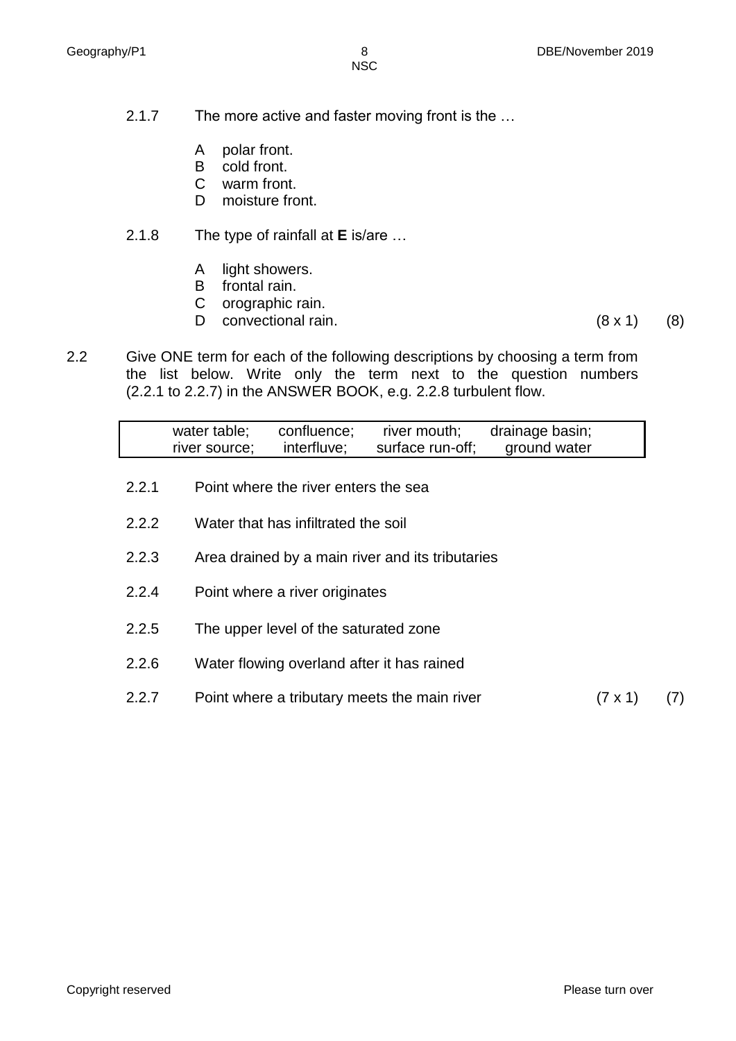2.1.7 The more active and faster moving front is the …

A polar front.
B cold front.
C warm front.
D moisture front.

2.1.8 The type of rainfall at **E** is/are …

A light showers.
B frontal rain.
C orographic rain.
D convectional rain. (8 x 1) (8)

2.2 Give ONE term for each of the following descriptions by choosing a term from the list below. Write only the term next to the question numbers (2.2.1 to 2.2.7) in the ANSWER BOOK, e.g. 2.2.8 turbulent flow.

| water table; | confluence; | river mouth; | drainage basin; |
|---|---|---|---|
| river source; | interfluve; | surface run-off; | ground water |

2.2.1 Point where the river enters the sea

2.2.2 Water that has infiltrated the soil

2.2.3 Area drained by a main river and its tributaries

2.2.4 Point where a river originates

2.2.5 The upper level of the saturated zone

2.2.6 Water flowing overland after it has rained

2.2.7 Point where a tributary meets the main river (7 x 1) (7)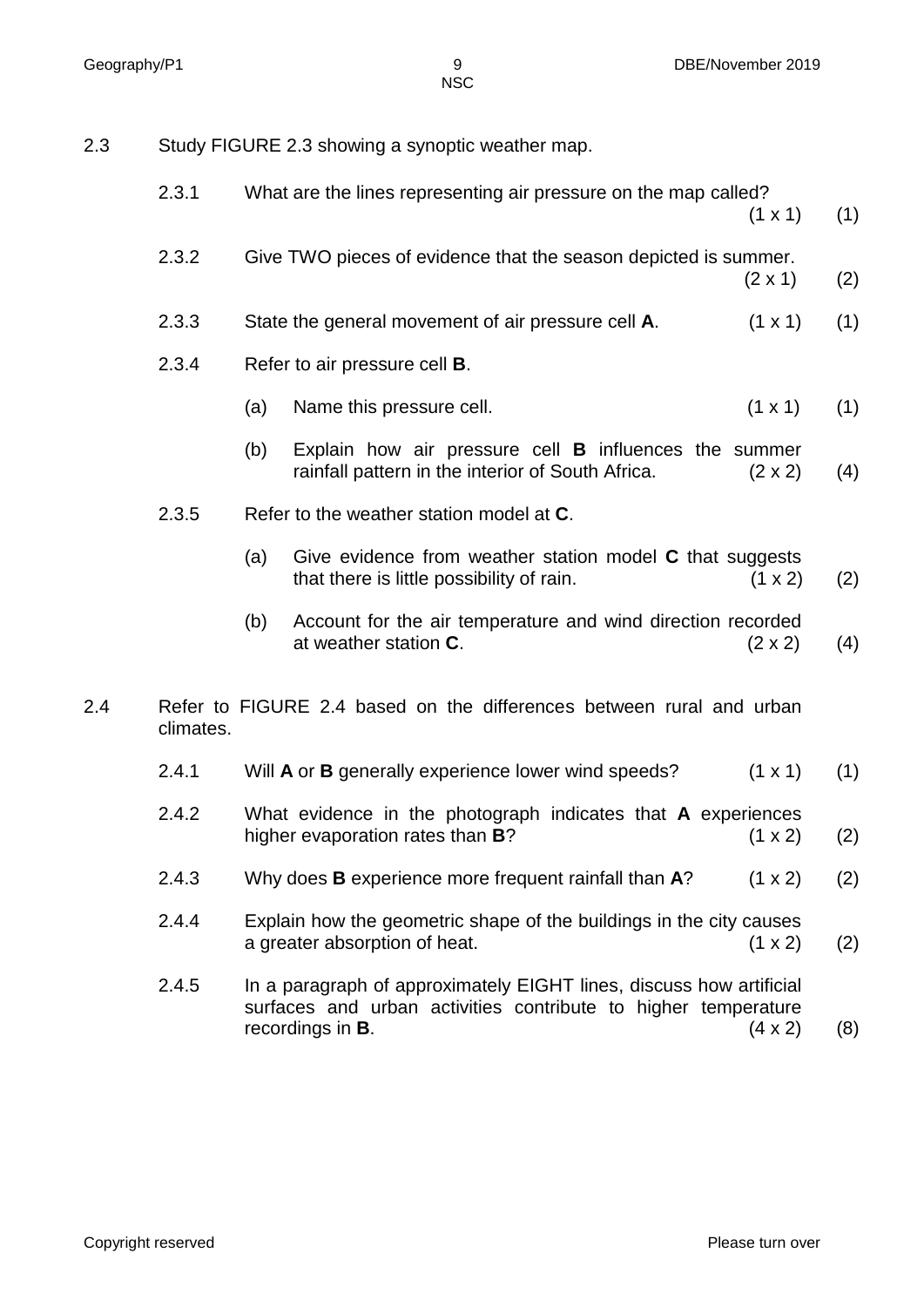2.3 Study FIGURE 2.3 showing a synoptic weather map.

2.3.1 What are the lines representing air pressure on the map called? (1 x 1) (1)

2.3.2 Give TWO pieces of evidence that the season depicted is summer. (2 x 1) (2)

2.3.3 State the general movement of air pressure cell **A**. (1 x 1) (1)

2.3.4 Refer to air pressure cell **B**.

(a) Name this pressure cell. (1 x 1) (1)

(b) Explain how air pressure cell **B** influences the summer rainfall pattern in the interior of South Africa. (2 x 2) (4)

2.3.5 Refer to the weather station model at **C**.

(a) Give evidence from weather station model **C** that suggests that there is little possibility of rain. (1 x 2) (2)

(b) Account for the air temperature and wind direction recorded at weather station **C**. (2 x 2) (4)

2.4 Refer to FIGURE 2.4 based on the differences between rural and urban climates.

2.4.1 Will **A** or **B** generally experience lower wind speeds? (1 x 1) (1)

2.4.2 What evidence in the photograph indicates that **A** experiences higher evaporation rates than **B**? (1 x 2) (2)

2.4.3 Why does **B** experience more frequent rainfall than **A**? (1 x 2) (2)

2.4.4 Explain how the geometric shape of the buildings in the city causes a greater absorption of heat. (1 x 2) (2)

2.4.5 In a paragraph of approximately EIGHT lines, discuss how artificial surfaces and urban activities contribute to higher temperature recordings in **B**. (4 x 2) (8)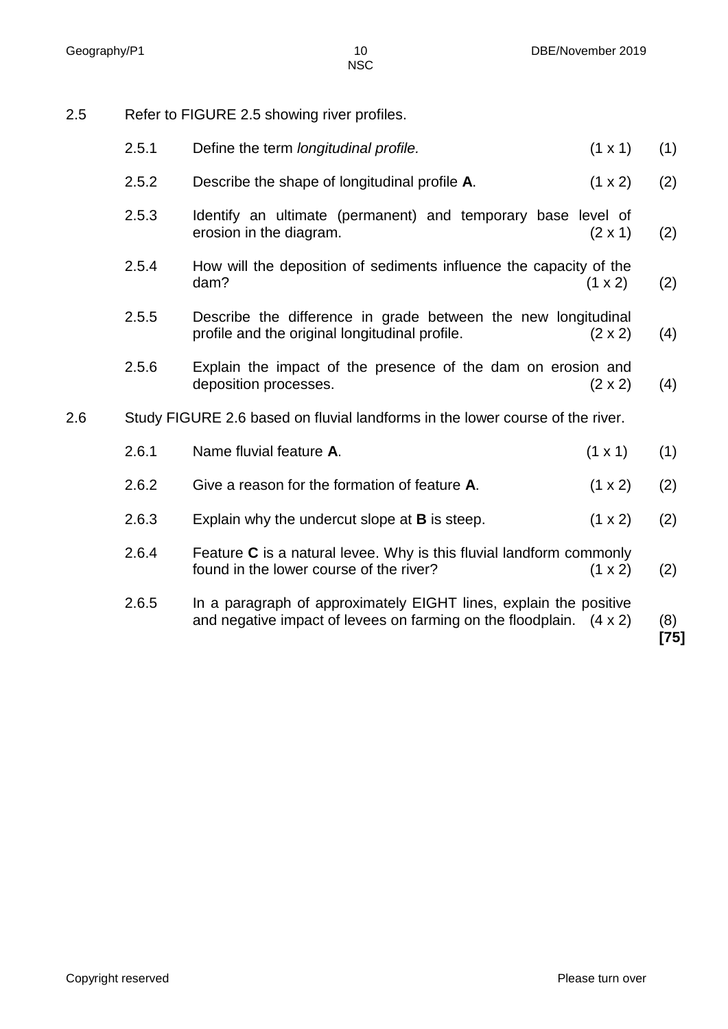2.5 Refer to FIGURE 2.5 showing river profiles.

| | | | |
|---|---|---|---|
| 2.5.1 | Define the term *longitudinal profile.* | (1 x 1) | (1) |
| 2.5.2 | Describe the shape of longitudinal profile **A**. | (1 x 2) | (2) |
| 2.5.3 | Identify an ultimate (permanent) and temporary base level of erosion in the diagram. | (2 x 1) | (2) |
| 2.5.4 | How will the deposition of sediments influence the capacity of the dam? | (1 x 2) | (2) |
| 2.5.5 | Describe the difference in grade between the new longitudinal profile and the original longitudinal profile. | (2 x 2) | (4) |
| 2.5.6 | Explain the impact of the presence of the dam on erosion and deposition processes. | (2 x 2) | (4) |

2.6 Study FIGURE 2.6 based on fluvial landforms in the lower course of the river.

| | | | |
|---|---|---|---|
| 2.6.1 | Name fluvial feature **A**. | (1 x 1) | (1) |
| 2.6.2 | Give a reason for the formation of feature **A**. | (1 x 2) | (2) |
| 2.6.3 | Explain why the undercut slope at **B** is steep. | (1 x 2) | (2) |
| 2.6.4 | Feature **C** is a natural levee. Why is this fluvial landform commonly found in the lower course of the river? | (1 x 2) | (2) |
| 2.6.5 | In a paragraph of approximately EIGHT lines, explain the positive and negative impact of levees on farming on the floodplain. | (4 x 2) | (8) |

**[75]**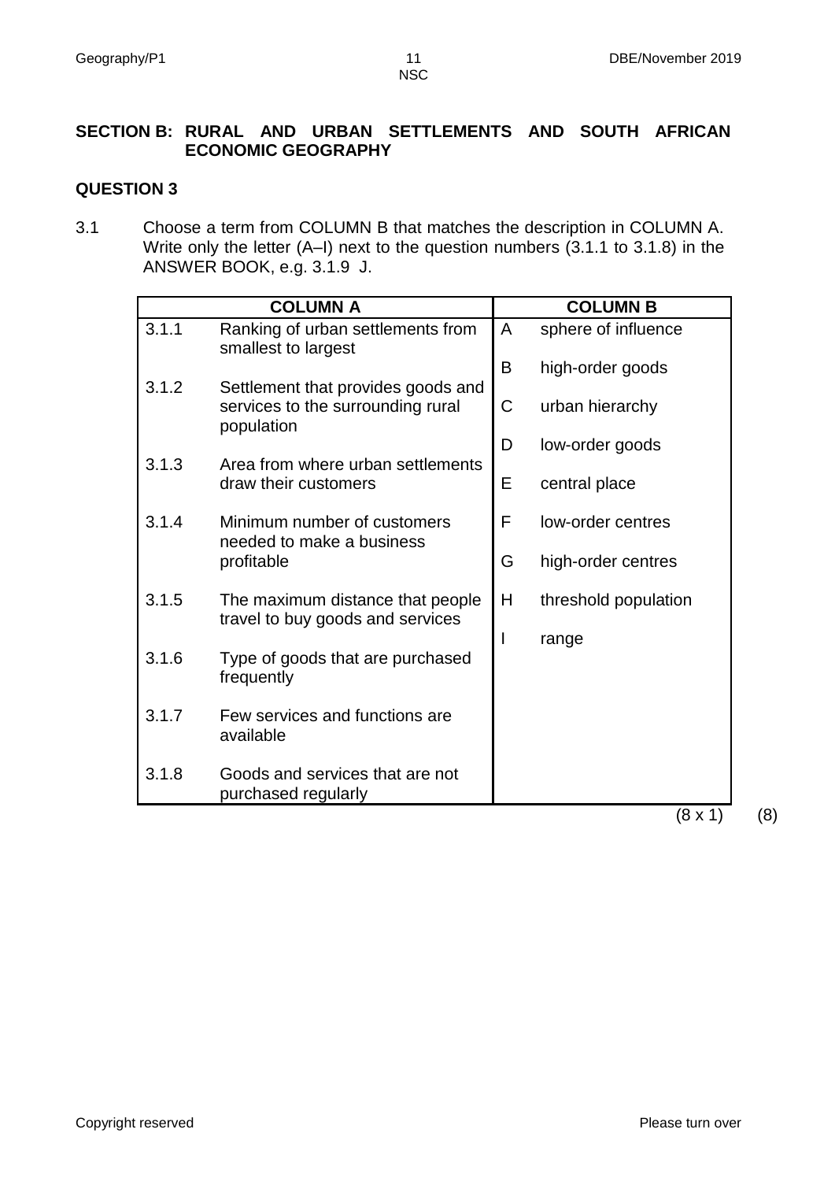## SECTION B: RURAL AND URBAN SETTLEMENTS AND SOUTH AFRICAN ECONOMIC GEOGRAPHY

### QUESTION 3

3.1 Choose a term from COLUMN B that matches the description in COLUMN A. Write only the letter (A–I) next to the question numbers (3.1.1 to 3.1.8) in the ANSWER BOOK, e.g. 3.1.9 J.

| COLUMN A | | COLUMN B | |
|---|---|---|---|
| 3.1.1 | Ranking of urban settlements from smallest to largest | A | sphere of influence |
| 3.1.2 | Settlement that provides goods and services to the surrounding rural population | B | high-order goods |
| 3.1.3 | Area from where urban settlements draw their customers | C | urban hierarchy |
| 3.1.4 | Minimum number of customers needed to make a business profitable | D | low-order goods |
| 3.1.5 | The maximum distance that people travel to buy goods and services | E | central place |
| 3.1.6 | Type of goods that are purchased frequently | F | low-order centres |
| 3.1.7 | Few services and functions are available | G | high-order centres |
| 3.1.8 | Goods and services that are not purchased regularly | H | threshold population |
| | | I | range |

(8 x 1) (8)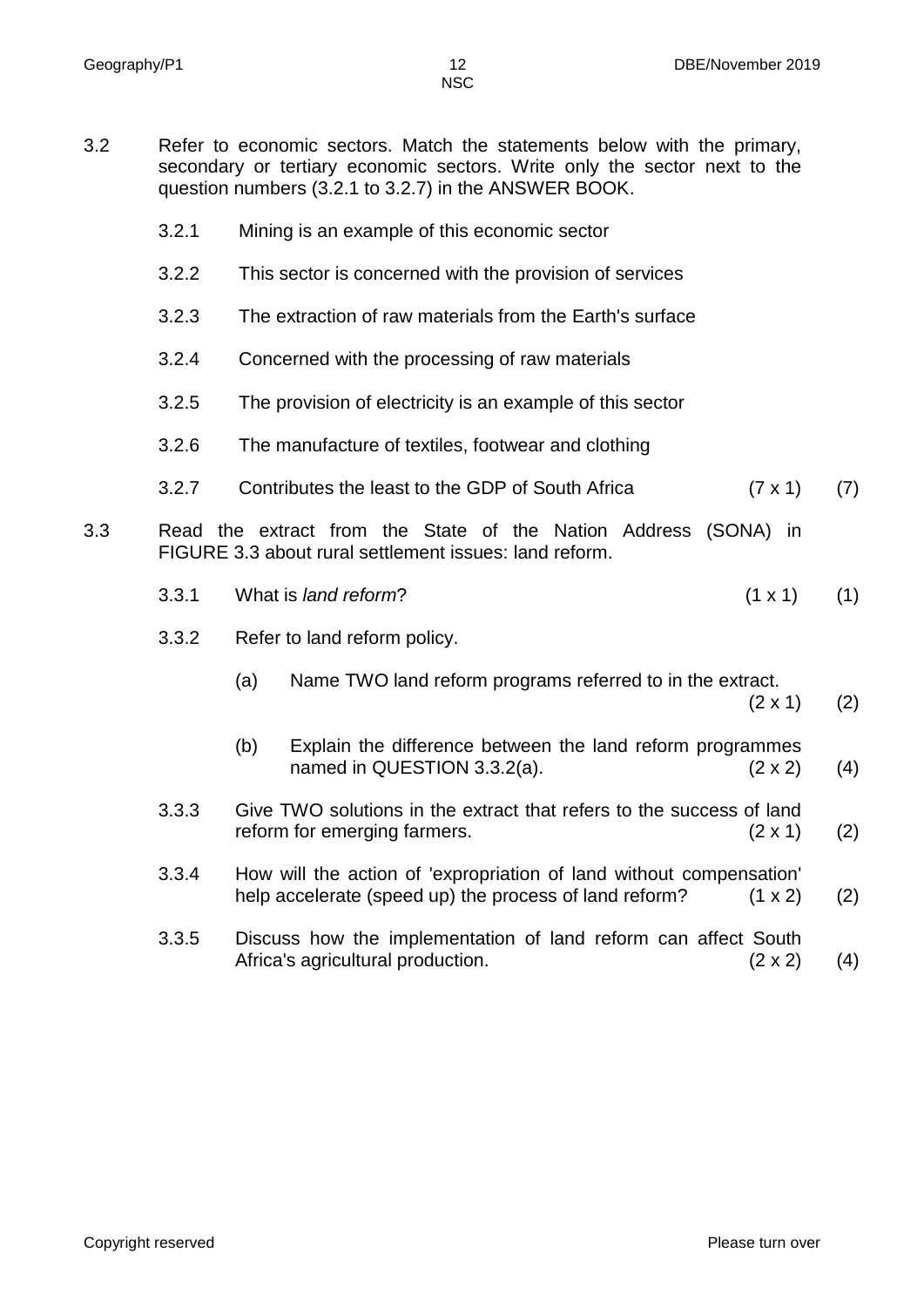3.2 Refer to economic sectors. Match the statements below with the primary, secondary or tertiary economic sectors. Write only the sector next to the question numbers (3.2.1 to 3.2.7) in the ANSWER BOOK.

3.2.1 Mining is an example of this economic sector

3.2.2 This sector is concerned with the provision of services

3.2.3 The extraction of raw materials from the Earth's surface

3.2.4 Concerned with the processing of raw materials

3.2.5 The provision of electricity is an example of this sector

3.2.6 The manufacture of textiles, footwear and clothing

3.2.7 Contributes the least to the GDP of South Africa (7 x 1) (7)

3.3 Read the extract from the State of the Nation Address (SONA) in FIGURE 3.3 about rural settlement issues: land reform.

3.3.1 What is *land reform*? (1 x 1) (1)

3.3.2 Refer to land reform policy.

(a) Name TWO land reform programs referred to in the extract. (2 x 1) (2)

(b) Explain the difference between the land reform programmes named in QUESTION 3.3.2(a). (2 x 2) (4)

3.3.3 Give TWO solutions in the extract that refers to the success of land reform for emerging farmers. (2 x 1) (2)

3.3.4 How will the action of 'expropriation of land without compensation' help accelerate (speed up) the process of land reform? (1 x 2) (2)

3.3.5 Discuss how the implementation of land reform can affect South Africa's agricultural production. (2 x 2) (4)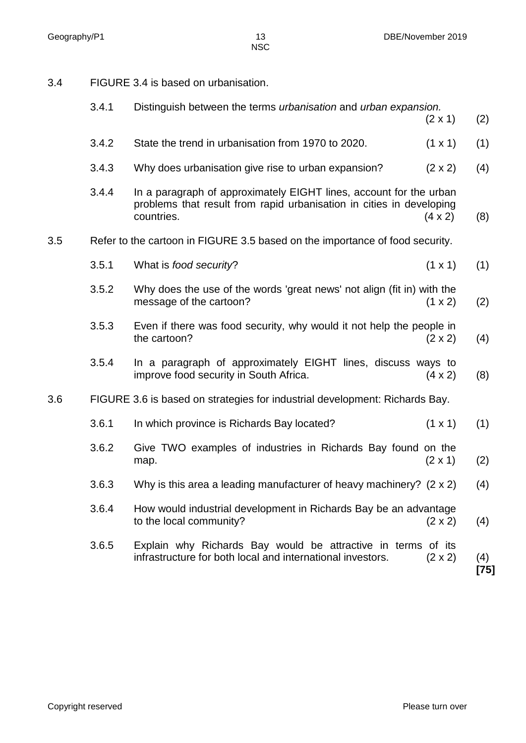3.4 FIGURE 3.4 is based on urbanisation.

3.4.1 Distinguish between the terms *urbanisation* and *urban expansion.* (2 x 1) (2)

3.4.2 State the trend in urbanisation from 1970 to 2020. (1 x 1) (1)

3.4.3 Why does urbanisation give rise to urban expansion? (2 x 2) (4)

3.4.4 In a paragraph of approximately EIGHT lines, account for the urban problems that result from rapid urbanisation in cities in developing countries. (4 x 2) (8)

3.5 Refer to the cartoon in FIGURE 3.5 based on the importance of food security.

3.5.1 What is *food security*? (1 x 1) (1)

3.5.2 Why does the use of the words 'great news' not align (fit in) with the message of the cartoon? (1 x 2) (2)

3.5.3 Even if there was food security, why would it not help the people in the cartoon? (2 x 2) (4)

3.5.4 In a paragraph of approximately EIGHT lines, discuss ways to improve food security in South Africa. (4 x 2) (8)

3.6 FIGURE 3.6 is based on strategies for industrial development: Richards Bay.

3.6.1 In which province is Richards Bay located? (1 x 1) (1)

3.6.2 Give TWO examples of industries in Richards Bay found on the map. (2 x 1) (2)

3.6.3 Why is this area a leading manufacturer of heavy machinery? (2 x 2) (4)

3.6.4 How would industrial development in Richards Bay be an advantage to the local community? (2 x 2) (4)

3.6.5 Explain why Richards Bay would be attractive in terms of its infrastructure for both local and international investors. (2 x 2) (4)

**[75]**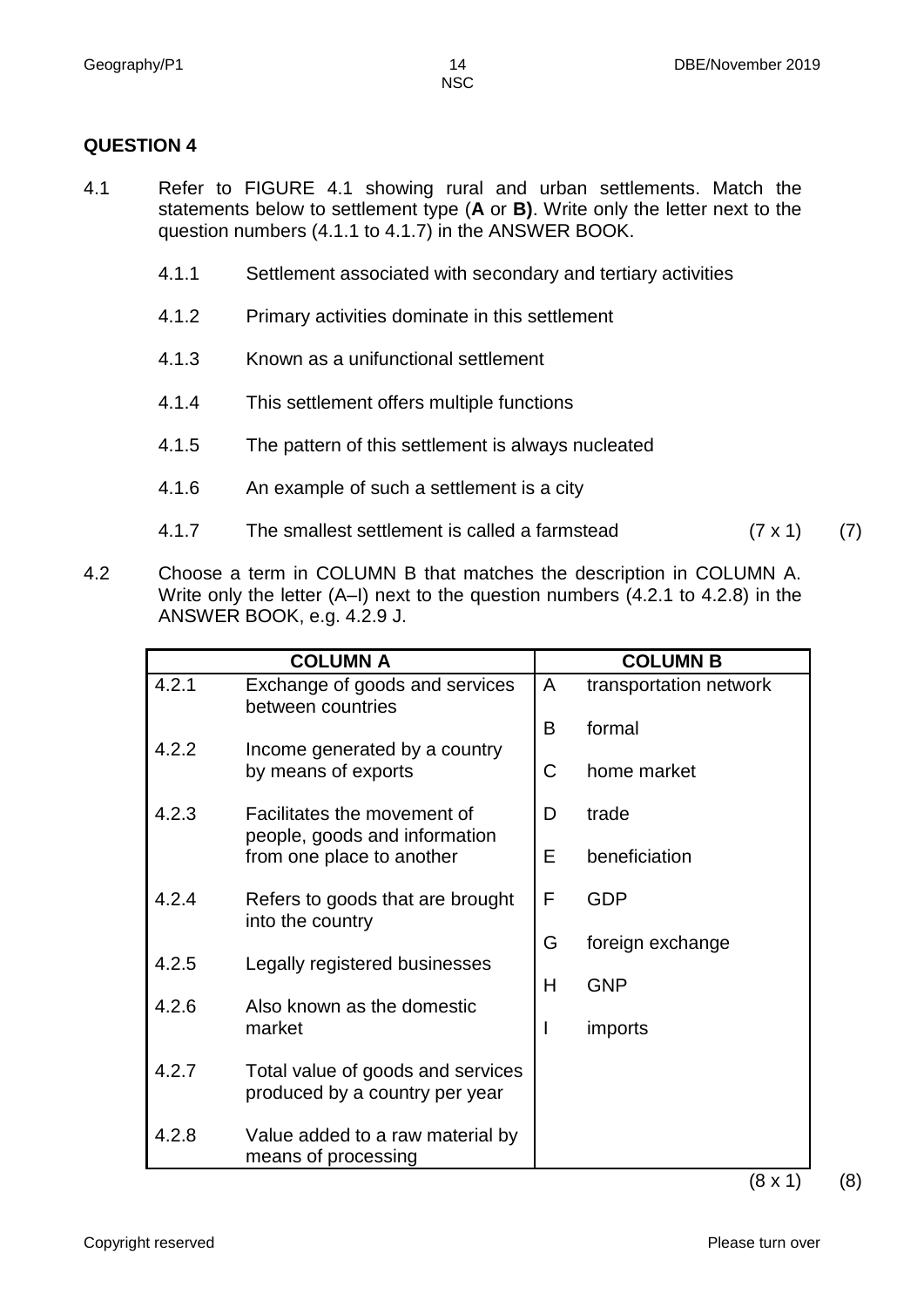## QUESTION 4

4.1 Refer to FIGURE 4.1 showing rural and urban settlements. Match the statements below to settlement type (**A** or **B)**. Write only the letter next to the question numbers (4.1.1 to 4.1.7) in the ANSWER BOOK.

4.1.1 Settlement associated with secondary and tertiary activities

4.1.2 Primary activities dominate in this settlement

4.1.3 Known as a unifunctional settlement

4.1.4 This settlement offers multiple functions

4.1.5 The pattern of this settlement is always nucleated

4.1.6 An example of such a settlement is a city

4.1.7 The smallest settlement is called a farmstead (7 x 1) (7)

4.2 Choose a term in COLUMN B that matches the description in COLUMN A. Write only the letter (A–I) next to the question numbers (4.2.1 to 4.2.8) in the ANSWER BOOK, e.g. 4.2.9 J.

| COLUMN A | | COLUMN B | |
|---|---|---|---|
| 4.2.1 | Exchange of goods and services between countries | A | transportation network |
| 4.2.2 | Income generated by a country by means of exports | B | formal |
| 4.2.3 | Facilitates the movement of people, goods and information from one place to another | C | home market |
| 4.2.4 | Refers to goods that are brought into the country | D | trade |
| 4.2.5 | Legally registered businesses | E | beneficiation |
| 4.2.6 | Also known as the domestic market | F | GDP |
| 4.2.7 | Total value of goods and services produced by a country per year | G | foreign exchange |
| 4.2.8 | Value added to a raw material by means of processing | H | GNP |
| | | I | imports |

(8 x 1) (8)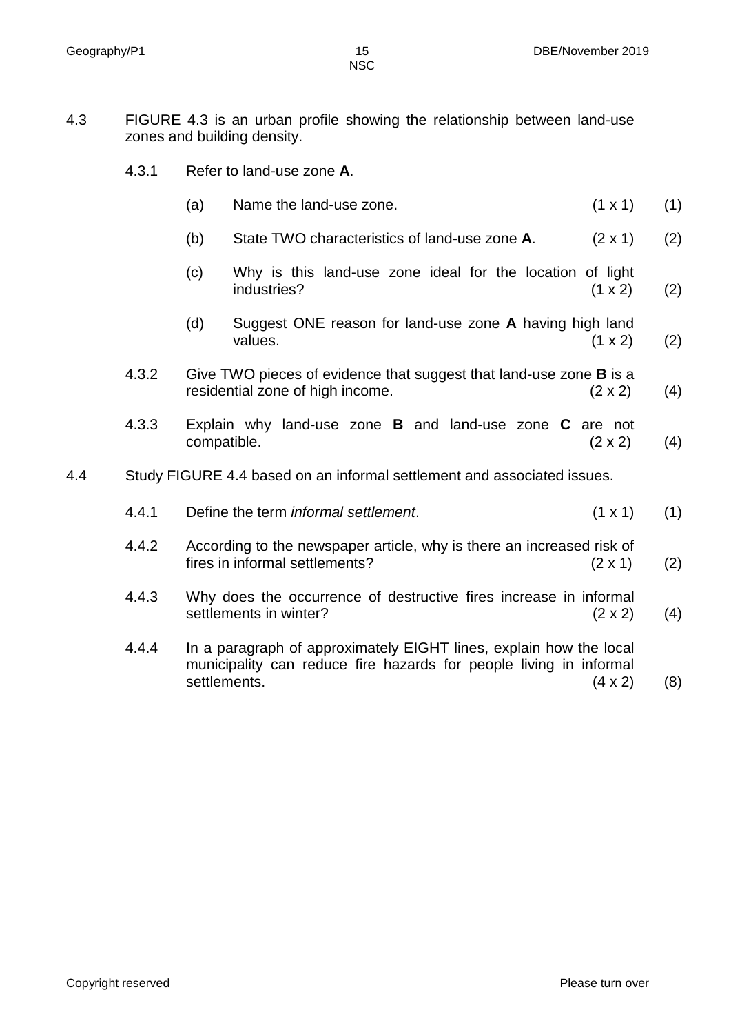4.3 FIGURE 4.3 is an urban profile showing the relationship between land-use zones and building density.

4.3.1 Refer to land-use zone **A**.

(a) Name the land-use zone. (1 x 1) (1)

(b) State TWO characteristics of land-use zone **A**. (2 x 1) (2)

(c) Why is this land-use zone ideal for the location of light industries? (1 x 2) (2)

(d) Suggest ONE reason for land-use zone **A** having high land values. (1 x 2) (2)

4.3.2 Give TWO pieces of evidence that suggest that land-use zone **B** is a residential zone of high income. (2 x 2) (4)

4.3.3 Explain why land-use zone **B** and land-use zone **C** are not compatible. (2 x 2) (4)

4.4 Study FIGURE 4.4 based on an informal settlement and associated issues.

4.4.1 Define the term *informal settlement*. (1 x 1) (1)

4.4.2 According to the newspaper article, why is there an increased risk of fires in informal settlements? (2 x 1) (2)

4.4.3 Why does the occurrence of destructive fires increase in informal settlements in winter? (2 x 2) (4)

4.4.4 In a paragraph of approximately EIGHT lines, explain how the local municipality can reduce fire hazards for people living in informal settlements. (4 x 2) (8)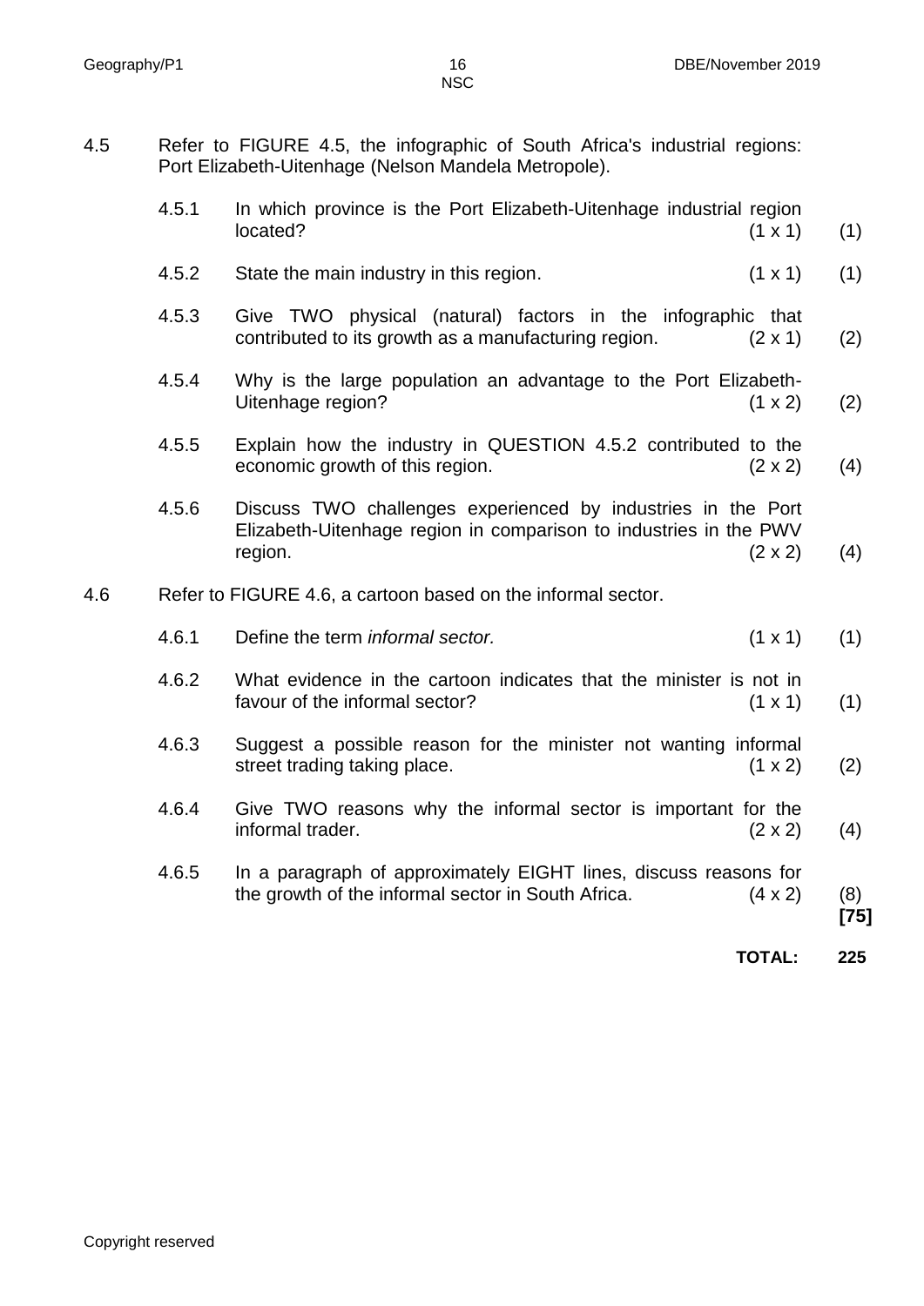4.5 Refer to FIGURE 4.5, the infographic of South Africa's industrial regions: Port Elizabeth-Uitenhage (Nelson Mandela Metropole).

4.5.1 In which province is the Port Elizabeth-Uitenhage industrial region located? (1 x 1) (1)

4.5.2 State the main industry in this region. (1 x 1) (1)

4.5.3 Give TWO physical (natural) factors in the infographic that contributed to its growth as a manufacturing region. (2 x 1) (2)

4.5.4 Why is the large population an advantage to the Port Elizabeth-Uitenhage region? (1 x 2) (2)

4.5.5 Explain how the industry in QUESTION 4.5.2 contributed to the economic growth of this region. (2 x 2) (4)

4.5.6 Discuss TWO challenges experienced by industries in the Port Elizabeth-Uitenhage region in comparison to industries in the PWV region. (2 x 2) (4)

4.6 Refer to FIGURE 4.6, a cartoon based on the informal sector.

4.6.1 Define the term *informal sector.* (1 x 1) (1)

4.6.2 What evidence in the cartoon indicates that the minister is not in favour of the informal sector? (1 x 1) (1)

4.6.3 Suggest a possible reason for the minister not wanting informal street trading taking place. (1 x 2) (2)

4.6.4 Give TWO reasons why the informal sector is important for the informal trader. (2 x 2) (4)

4.6.5 In a paragraph of approximately EIGHT lines, discuss reasons for the growth of the informal sector in South Africa. (4 x 2) (8)
**[75]**

**TOTAL: 225**